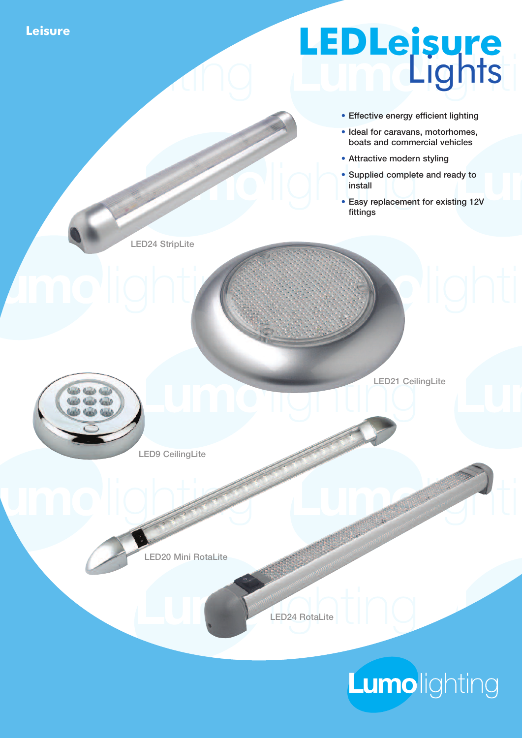Leisure

# LEDLeisure Lights

- Effective energy efficient lighting
- Ideal for caravans, motorhomes, boats and commercial vehicles
- Attractive modern styling
- Supplied complete and ready to install
- Easy replacement for existing 12V fittings

LED24 StripLite

LED21 CeilingLite

LED9 CeilingLite

LED20 Mini RotaLite

LED24 RotaLite

Lumolighting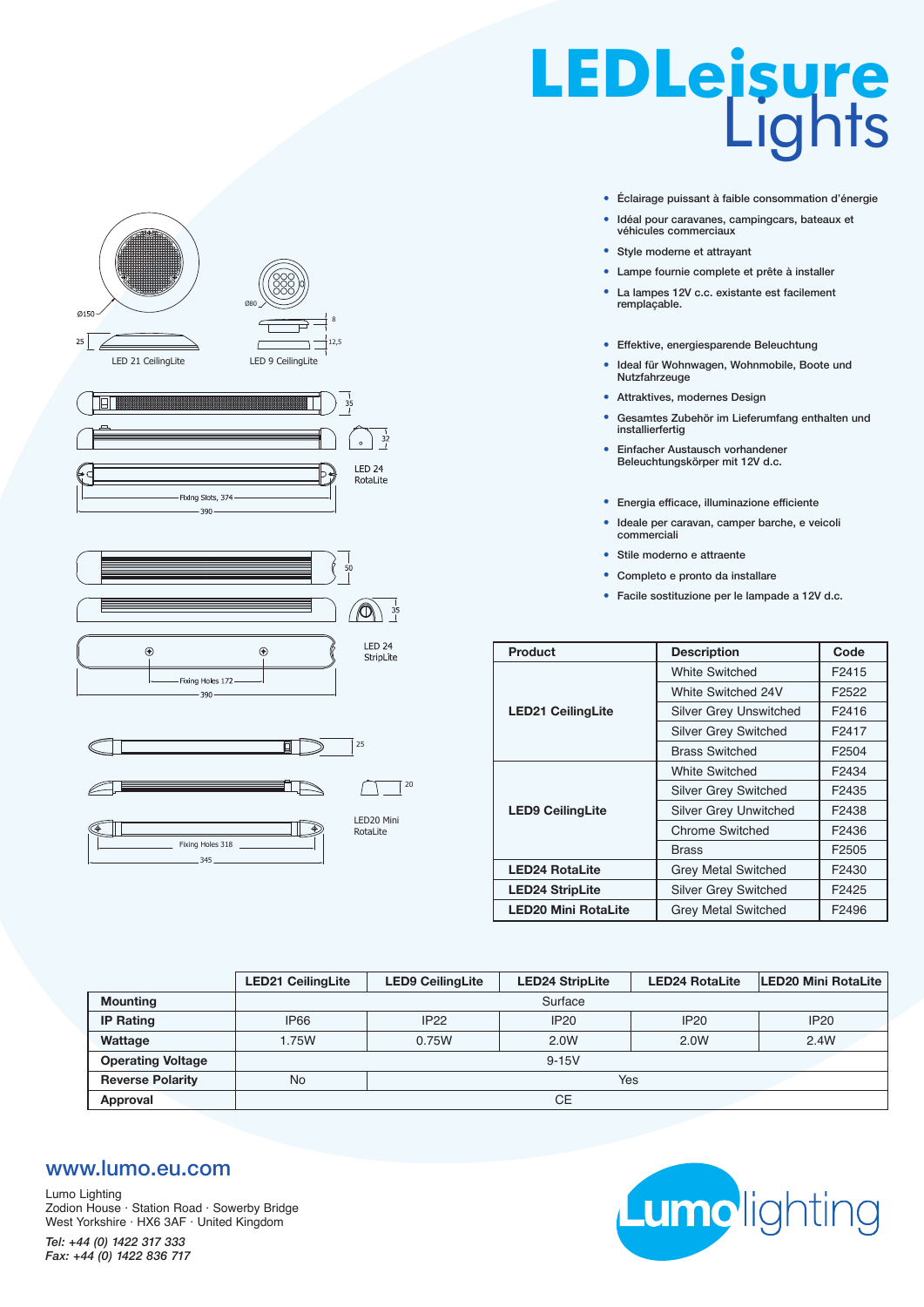# LEDLeisure Lights

- Éclairage puissant à faible consommation d'énergie
- Idéal pour caravanes, campingcars, bateaux et véhicules commerciaux
- Style moderne et attrayant
- Lampe fournie complete et prête à installer
- La lampes 12V c.c. existante est facilement remplaçable.

- Effektive, energiesparende Beleuchtung
- Ideal für Wohnwagen, Wohnmobile, Boote und Nutzfahrzeuge
- Attraktives, modernes Design
- Gesamtes Zubehör im Lieferumfang enthalten und installierfertig
- Einfacher Austausch vorhandener Beleuchtungskörper mit 12V d.c.

- Energia efficace, illuminazione efficiente
- Ideale per caravan, camper barche, e veicoli commerciali
- Stile moderno e attraente
- Completo e pronto da installare
- Facile sostituzione per le lampade a 12V d.c.

Ø150
25
LED 21 CeilingLite

Ø80
8
12,5
LED 9 CeilingLite

35
32
LED 24 RotaLite
Fixing Slots, 374
390

50
35
LED 24 StripLite
Fixing Holes 172
390

25
20
LED20 Mini RotaLite
Fixing Holes 318
345

| Product | Description | Code |
|---|---|---|
| **LED21 CeilingLite** | White Switched | F2415 |
| | White Switched 24V | F2522 |
| | Silver Grey Unswitched | F2416 |
| | Silver Grey Switched | F2417 |
| | Brass Switched | F2504 |
| **LED9 CeilingLite** | White Switched | F2434 |
| | Silver Grey Switched | F2435 |
| | Silver Grey Unwitched | F2438 |
| | Chrome Switched | F2436 |
| | Brass | F2505 |
| **LED24 RotaLite** | Grey Metal Switched | F2430 |
| **LED24 StripLite** | Silver Grey Switched | F2425 |
| **LED20 Mini RotaLite** | Grey Metal Switched | F2496 |

| | LED21 CeilingLite | LED9 CeilingLite | LED24 StripLite | LED24 RotaLite | LED20 Mini RotaLite |
|---|---|---|---|---|---|
| **Mounting** | Surface | | | | |
| **IP Rating** | IP66 | IP22 | IP20 | IP20 | IP20 |
| **Wattage** | 1.75W | 0.75W | 2.0W | 2.0W | 2.4W |
| **Operating Voltage** | 9-15V | | | | |
| **Reverse Polarity** | No | Yes | | | |
| **Approval** | CE | | | | |

www.lumo.eu.com

Lumo Lighting
Zodion House · Station Road · Sowerby Bridge
West Yorkshire · HX6 3AF · United Kingdom

*Tel: +44 (0) 1422 317 333*
*Fax: +44 (0) 1422 836 717*

Lumo lighting